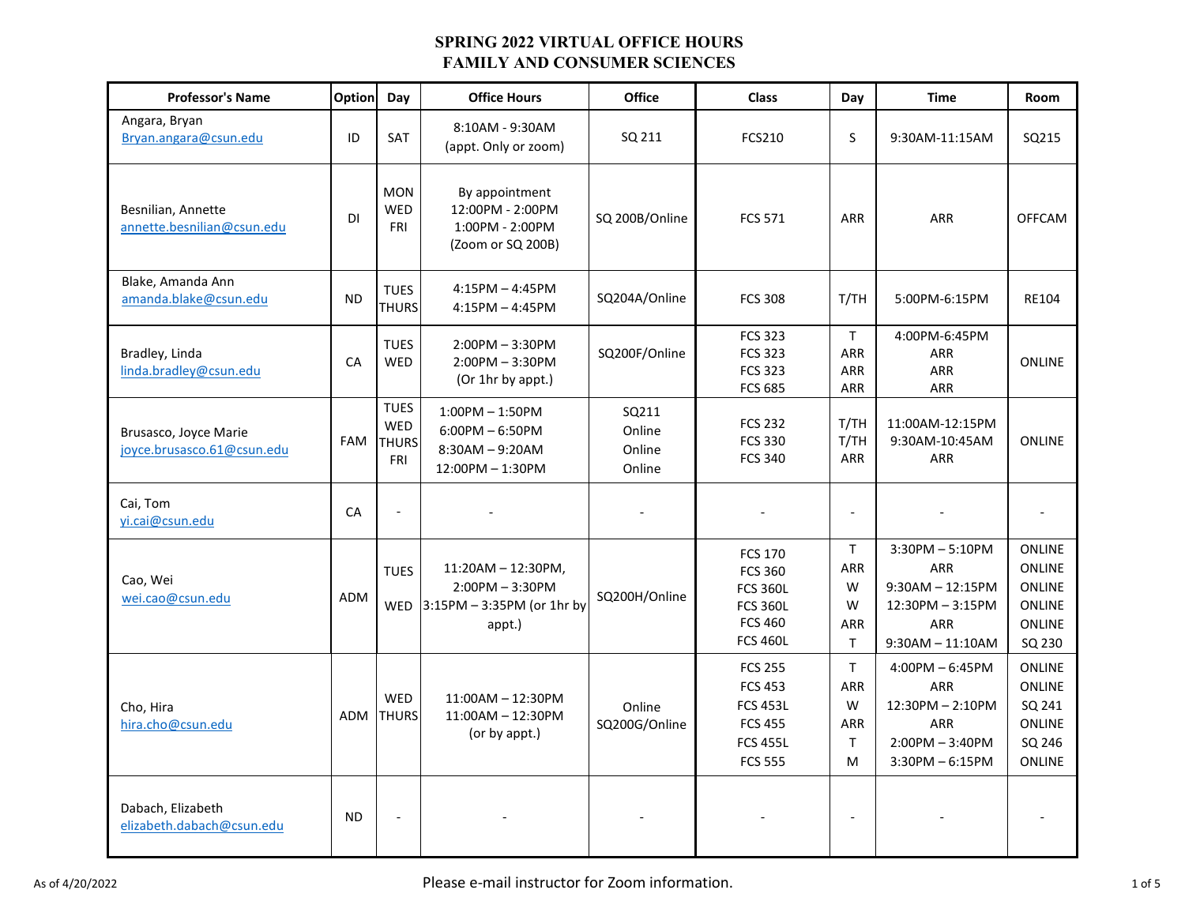# SPRING 2022 VIRTUAL OFFICE HOURS
## FAMILY AND CONSUMER SCIENCES

| Professor's Name | Option | Day | Office Hours | Office | Class | Day | Time | Room |
|---|---|---|---|---|---|---|---|---|
| Angara, Bryan<br>Bryan.angara@csun.edu | ID | SAT | 8:10AM - 9:30AM<br>(appt. Only or zoom) | SQ 211 | FCS210 | S | 9:30AM-11:15AM | SQ215 |
| Besnilian, Annette<br>annette.besnilian@csun.edu | DI | MON<br>WED<br>FRI | By appointment<br>12:00PM - 2:00PM<br>1:00PM - 2:00PM<br>(Zoom or SQ 200B) | SQ 200B/Online | FCS 571 | ARR | ARR | OFFCAM |
| Blake, Amanda Ann<br>amanda.blake@csun.edu | ND | TUES<br>THURS | 4:15PM – 4:45PM<br>4:15PM – 4:45PM | SQ204A/Online | FCS 308 | T/TH | 5:00PM-6:15PM | RE104 |
| Bradley, Linda<br>linda.bradley@csun.edu | CA | TUES<br>WED | 2:00PM – 3:30PM<br>2:00PM – 3:30PM<br>(Or 1hr by appt.) | SQ200F/Online | FCS 323<br>FCS 323<br>FCS 323<br>FCS 685 | T<br>ARR<br>ARR<br>ARR | 4:00PM-6:45PM<br>ARR<br>ARR<br>ARR | ONLINE |
| Brusasco, Joyce Marie<br>joyce.brusasco.61@csun.edu | FAM | TUES<br>WED<br>THURS<br>FRI | 1:00PM – 1:50PM<br>6:00PM – 6:50PM<br>8:30AM – 9:20AM<br>12:00PM – 1:30PM | SQ211<br>Online<br>Online<br>Online | FCS 232<br>FCS 330<br>FCS 340 | T/TH<br>T/TH<br>ARR | 11:00AM-12:15PM<br>9:30AM-10:45AM<br>ARR | ONLINE |
| Cai, Tom<br>yi.cai@csun.edu | CA | - | - | - | - | - | - | - |
| Cao, Wei<br>wei.cao@csun.edu | ADM | TUES<br>WED | 11:20AM – 12:30PM,<br>2:00PM – 3:30PM<br>3:15PM – 3:35PM (or 1hr by appt.) | SQ200H/Online | FCS 170<br>FCS 360<br>FCS 360L<br>FCS 360L<br>FCS 460<br>FCS 460L | T<br>ARR<br>W<br>W<br>ARR<br>T | 3:30PM – 5:10PM<br>ARR<br>9:30AM – 12:15PM<br>12:30PM – 3:15PM<br>ARR<br>9:30AM – 11:10AM | ONLINE<br>ONLINE<br>ONLINE<br>ONLINE<br>ONLINE<br>SQ 230 |
| Cho, Hira<br>hira.cho@csun.edu | ADM | WED<br>THURS | 11:00AM – 12:30PM<br>11:00AM – 12:30PM<br>(or by appt.) | Online<br>SQ200G/Online | FCS 255<br>FCS 453<br>FCS 453L<br>FCS 455<br>FCS 455L<br>FCS 555 | T<br>ARR<br>W<br>ARR<br>T<br>M | 4:00PM – 6:45PM<br>ARR<br>12:30PM – 2:10PM<br>ARR<br>2:00PM – 3:40PM<br>3:30PM – 6:15PM | ONLINE<br>ONLINE<br>SQ 241<br>ONLINE<br>SQ 246<br>ONLINE |
| Dabach, Elizabeth<br>elizabeth.dabach@csun.edu | ND | - | - | - | - | - | - | - |

As of 4/20/2022

Please e-mail instructor for Zoom information.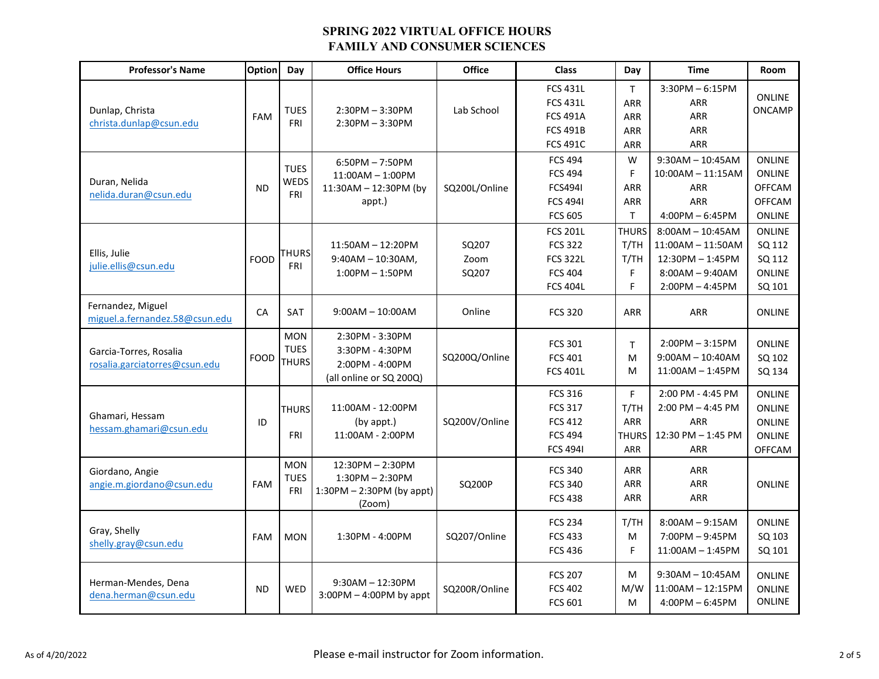# SPRING 2022 VIRTUAL OFFICE HOURS
# FAMILY AND CONSUMER SCIENCES

| Professor's Name | Option | Day | Office Hours | Office | Class | Day | Time | Room |
|---|---|---|---|---|---|---|---|---|
| Dunlap, Christa<br>christa.dunlap@csun.edu | FAM | TUES<br>FRI | 2:30PM – 3:30PM<br>2:30PM – 3:30PM | Lab School | FCS 431L<br>FCS 431L<br>FCS 491A<br>FCS 491B<br>FCS 491C | T<br>ARR<br>ARR<br>ARR<br>ARR | 3:30PM – 6:15PM<br>ARR<br>ARR<br>ARR<br>ARR | ONLINE<br>ONCAMP |
| Duran, Nelida<br>nelida.duran@csun.edu | ND | TUES<br>WEDS<br>FRI | 6:50PM – 7:50PM<br>11:00AM – 1:00PM<br>11:30AM – 12:30PM (by appt.) | SQ200L/Online | FCS 494<br>FCS 494<br>FCS494I<br>FCS 494I<br>FCS 605 | W<br>F<br>ARR<br>ARR<br>T | 9:30AM – 10:45AM<br>10:00AM – 11:15AM<br>ARR<br>ARR<br>4:00PM – 6:45PM | ONLINE<br>ONLINE<br>OFFCAM<br>OFFCAM<br>ONLINE |
| Ellis, Julie<br>julie.ellis@csun.edu | FOOD | THURS<br>FRI | 11:50AM – 12:20PM<br>9:40AM – 10:30AM,<br>1:00PM – 1:50PM | SQ207<br>Zoom<br>SQ207 | FCS 201L<br>FCS 322<br>FCS 322L<br>FCS 404<br>FCS 404L | THURS<br>T/TH<br>T/TH<br>F<br>F | 8:00AM – 10:45AM<br>11:00AM – 11:50AM<br>12:30PM – 1:45PM<br>8:00AM – 9:40AM<br>2:00PM – 4:45PM | ONLINE<br>SQ 112<br>SQ 112<br>ONLINE<br>SQ 101 |
| Fernandez, Miguel<br>miguel.a.fernandez.58@csun.edu | CA | SAT | 9:00AM – 10:00AM | Online | FCS 320 | ARR | ARR | ONLINE |
| Garcia-Torres, Rosalia<br>rosalia.garciatorres@csun.edu | FOOD | MON<br>TUES<br>THURS | 2:30PM - 3:30PM<br>3:30PM - 4:30PM<br>2:00PM - 4:00PM<br>(all online or SQ 200Q) | SQ200Q/Online | FCS 301<br>FCS 401<br>FCS 401L | T<br>M<br>M | 2:00PM – 3:15PM<br>9:00AM – 10:40AM<br>11:00AM – 1:45PM | ONLINE<br>SQ 102<br>SQ 134 |
| Ghamari, Hessam<br>hessam.ghamari@csun.edu | ID | THURS<br><br>FRI | 11:00AM - 12:00PM<br>(by appt.)<br>11:00AM - 2:00PM | SQ200V/Online | FCS 316<br>FCS 317<br>FCS 412<br>FCS 494<br>FCS 494I | F<br>T/TH<br>ARR<br>THURS<br>ARR | 2:00 PM - 4:45 PM<br>2:00 PM – 4:45 PM<br>ARR<br>12:30 PM – 1:45 PM<br>ARR | ONLINE<br>ONLINE<br>ONLINE<br>ONLINE<br>OFFCAM |
| Giordano, Angie<br>angie.m.giordano@csun.edu | FAM | MON<br>TUES<br>FRI | 12:30PM – 2:30PM<br>1:30PM – 2:30PM<br>1:30PM – 2:30PM (by appt)<br>(Zoom) | SQ200P | FCS 340<br>FCS 340<br>FCS 438 | ARR<br>ARR<br>ARR | ARR<br>ARR<br>ARR | ONLINE |
| Gray, Shelly<br>shelly.gray@csun.edu | FAM | MON | 1:30PM - 4:00PM | SQ207/Online | FCS 234<br>FCS 433<br>FCS 436 | T/TH<br>M<br>F | 8:00AM – 9:15AM<br>7:00PM – 9:45PM<br>11:00AM – 1:45PM | ONLINE<br>SQ 103<br>SQ 101 |
| Herman-Mendes, Dena<br>dena.herman@csun.edu | ND | WED | 9:30AM – 12:30PM<br>3:00PM – 4:00PM by appt | SQ200R/Online | FCS 207<br>FCS 402<br>FCS 601 | M<br>M/W<br>M | 9:30AM – 10:45AM<br>11:00AM – 12:15PM<br>4:00PM – 6:45PM | ONLINE<br>ONLINE<br>ONLINE |

As of 4/20/2022

Please e-mail instructor for Zoom information.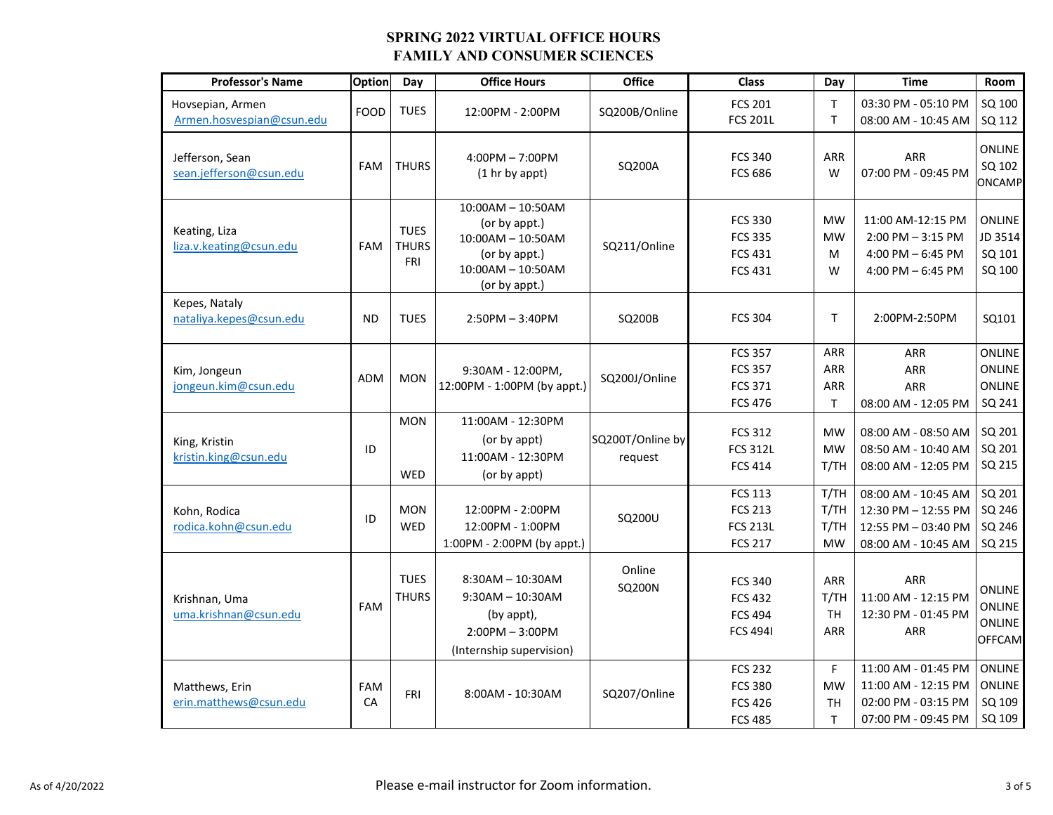# SPRING 2022 VIRTUAL OFFICE HOURS
# FAMILY AND CONSUMER SCIENCES

| Professor's Name | Option | Day | Office Hours | Office | Class | Day | Time | Room |
|---|---|---|---|---|---|---|---|---|
| Hovsepian, Armen<br>Armen.hovsespian@csun.edu | FOOD | TUES | 12:00PM - 2:00PM | SQ200B/Online | FCS 201<br>FCS 201L | T<br>T | 03:30 PM - 05:10 PM<br>08:00 AM - 10:45 AM | SQ 100<br>SQ 112 |
| Jefferson, Sean<br>sean.jefferson@csun.edu | FAM | THURS | 4:00PM – 7:00PM<br>(1 hr by appt) | SQ200A | FCS 340<br>FCS 686 | ARR<br>W | ARR<br>07:00 PM - 09:45 PM | ONLINE<br>SQ 102<br>ONCAMP |
| Keating, Liza<br>liza.v.keating@csun.edu | FAM | TUES<br>THURS<br>FRI | 10:00AM – 10:50AM<br>(or by appt.)<br>10:00AM – 10:50AM<br>(or by appt.)<br>10:00AM – 10:50AM<br>(or by appt.) | SQ211/Online | FCS 330<br>FCS 335<br>FCS 431<br>FCS 431 | MW<br>MW<br>M<br>W | 11:00 AM-12:15 PM<br>2:00 PM – 3:15 PM<br>4:00 PM – 6:45 PM<br>4:00 PM – 6:45 PM | ONLINE<br>JD 3514<br>SQ 101<br>SQ 100 |
| Kepes, Nataly<br>nataliya.kepes@csun.edu | ND | TUES | 2:50PM – 3:40PM | SQ200B | FCS 304 | T | 2:00PM-2:50PM | SQ101 |
| Kim, Jongeun<br>jongeun.kim@csun.edu | ADM | MON | 9:30AM - 12:00PM,<br>12:00PM - 1:00PM (by appt.) | SQ200J/Online | FCS 357<br>FCS 357<br>FCS 371<br>FCS 476 | ARR<br>ARR<br>ARR<br>T | ARR<br>ARR<br>ARR<br>08:00 AM - 12:05 PM | ONLINE<br>ONLINE<br>ONLINE<br>SQ 241 |
| King, Kristin<br>kristin.king@csun.edu | ID | MON<br><br>WED | 11:00AM - 12:30PM<br>(or by appt)<br>11:00AM - 12:30PM<br>(or by appt) | SQ200T/Online by request | FCS 312<br>FCS 312L<br>FCS 414 | MW<br>MW<br>T/TH | 08:00 AM - 08:50 AM<br>08:50 AM - 10:40 AM<br>08:00 AM - 12:05 PM | SQ 201<br>SQ 201<br>SQ 215 |
| Kohn, Rodica<br>rodica.kohn@csun.edu | ID | MON<br>WED | 12:00PM - 2:00PM<br>12:00PM - 1:00PM<br>1:00PM - 2:00PM (by appt.) | SQ200U | FCS 113<br>FCS 213<br>FCS 213L<br>FCS 217 | T/TH<br>T/TH<br>T/TH<br>MW | 08:00 AM - 10:45 AM<br>12:30 PM – 12:55 PM<br>12:55 PM – 03:40 PM<br>08:00 AM - 10:45 AM | SQ 201<br>SQ 246<br>SQ 246<br>SQ 215 |
| Krishnan, Uma<br>uma.krishnan@csun.edu | FAM | TUES<br>THURS | 8:30AM – 10:30AM<br>9:30AM – 10:30AM<br>(by appt),<br>2:00PM – 3:00PM<br>(Internship supervision) | Online<br>SQ200N | FCS 340<br>FCS 432<br>FCS 494<br>FCS 494I | ARR<br>T/TH<br>TH<br>ARR | ARR<br>11:00 AM - 12:15 PM<br>12:30 PM - 01:45 PM<br>ARR | ONLINE<br>ONLINE<br>ONLINE<br>OFFCAM |
| Matthews, Erin<br>erin.matthews@csun.edu | FAM<br>CA | FRI | 8:00AM - 10:30AM | SQ207/Online | FCS 232<br>FCS 380<br>FCS 426<br>FCS 485 | F<br>MW<br>TH<br>T | 11:00 AM - 01:45 PM<br>11:00 AM - 12:15 PM<br>02:00 PM - 03:15 PM<br>07:00 PM - 09:45 PM | ONLINE<br>ONLINE<br>SQ 109<br>SQ 109 |

As of 4/20/2022

Please e-mail instructor for Zoom information.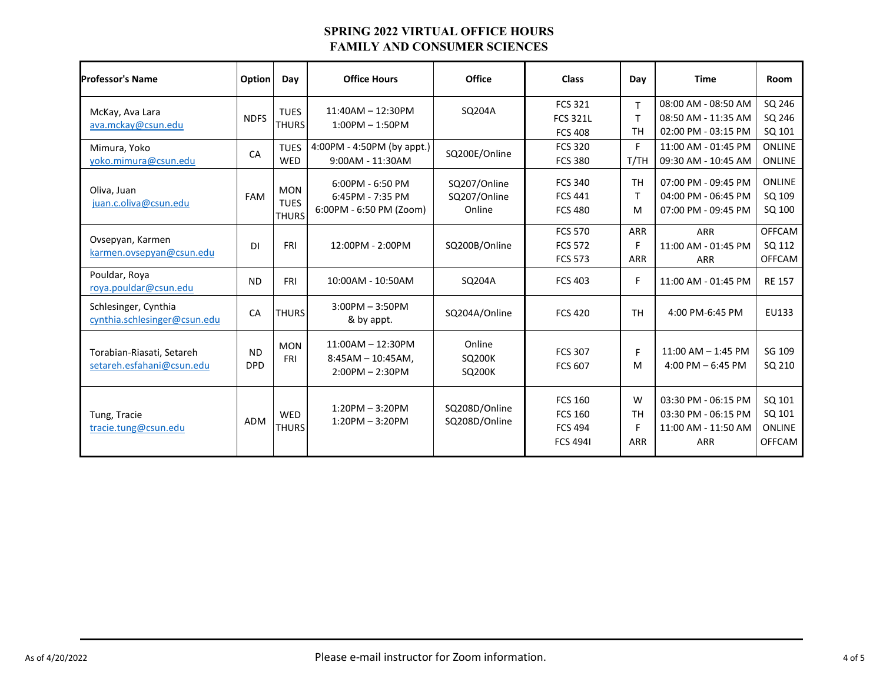# SPRING 2022 VIRTUAL OFFICE HOURS
# FAMILY AND CONSUMER SCIENCES

| Professor's Name | Option | Day | Office Hours | Office | Class | Day | Time | Room |
|---|---|---|---|---|---|---|---|---|
| McKay, Ava Lara<br>ava.mckay@csun.edu | NDFS | TUES<br>THURS | 11:40AM – 12:30PM<br>1:00PM – 1:50PM | SQ204A | FCS 321<br>FCS 321L<br>FCS 408 | T<br>T<br>TH | 08:00 AM - 08:50 AM<br>08:50 AM - 11:35 AM<br>02:00 PM - 03:15 PM | SQ 246<br>SQ 246<br>SQ 101 |
| Mimura, Yoko<br>yoko.mimura@csun.edu | CA | TUES<br>WED | 4:00PM - 4:50PM (by appt.)<br>9:00AM - 11:30AM | SQ200E/Online | FCS 320<br>FCS 380 | F<br>T/TH | 11:00 AM - 01:45 PM<br>09:30 AM - 10:45 AM | ONLINE<br>ONLINE |
| Oliva, Juan<br>juan.c.oliva@csun.edu | FAM | MON<br>TUES<br>THURS | 6:00PM - 6:50 PM<br>6:45PM - 7:35 PM<br>6:00PM - 6:50 PM (Zoom) | SQ207/Online<br>SQ207/Online<br>Online | FCS 340<br>FCS 441<br>FCS 480 | TH<br>T<br>M | 07:00 PM - 09:45 PM<br>04:00 PM - 06:45 PM<br>07:00 PM - 09:45 PM | ONLINE<br>SQ 109<br>SQ 100 |
| Ovsepyan, Karmen<br>karmen.ovsepyan@csun.edu | DI | FRI | 12:00PM - 2:00PM | SQ200B/Online | FCS 570<br>FCS 572<br>FCS 573 | ARR<br>F<br>ARR | ARR<br>11:00 AM - 01:45 PM<br>ARR | OFFCAM<br>SQ 112<br>OFFCAM |
| Pouldar, Roya<br>roya.pouldar@csun.edu | ND | FRI | 10:00AM - 10:50AM | SQ204A | FCS 403 | F | 11:00 AM - 01:45 PM | RE 157 |
| Schlesinger, Cynthia<br>cynthia.schlesinger@csun.edu | CA | THURS | 3:00PM – 3:50PM<br>& by appt. | SQ204A/Online | FCS 420 | TH | 4:00 PM-6:45 PM | EU133 |
| Torabian-Riasati, Setareh<br>setareh.esfahani@csun.edu | ND<br>DPD | MON<br>FRI | 11:00AM – 12:30PM<br>8:45AM – 10:45AM,<br>2:00PM – 2:30PM | Online<br>SQ200K<br>SQ200K | FCS 307<br>FCS 607 | F<br>M | 11:00 AM – 1:45 PM<br>4:00 PM – 6:45 PM | SG 109<br>SQ 210 |
| Tung, Tracie<br>tracie.tung@csun.edu | ADM | WED<br>THURS | 1:20PM – 3:20PM<br>1:20PM – 3:20PM | SQ208D/Online<br>SQ208D/Online | FCS 160<br>FCS 160<br>FCS 494<br>FCS 494I | W<br>TH<br>F<br>ARR | 03:30 PM - 06:15 PM<br>03:30 PM - 06:15 PM<br>11:00 AM - 11:50 AM<br>ARR | SQ 101<br>SQ 101<br>ONLINE<br>OFFCAM |

As of 4/20/2022

Please e-mail instructor for Zoom information.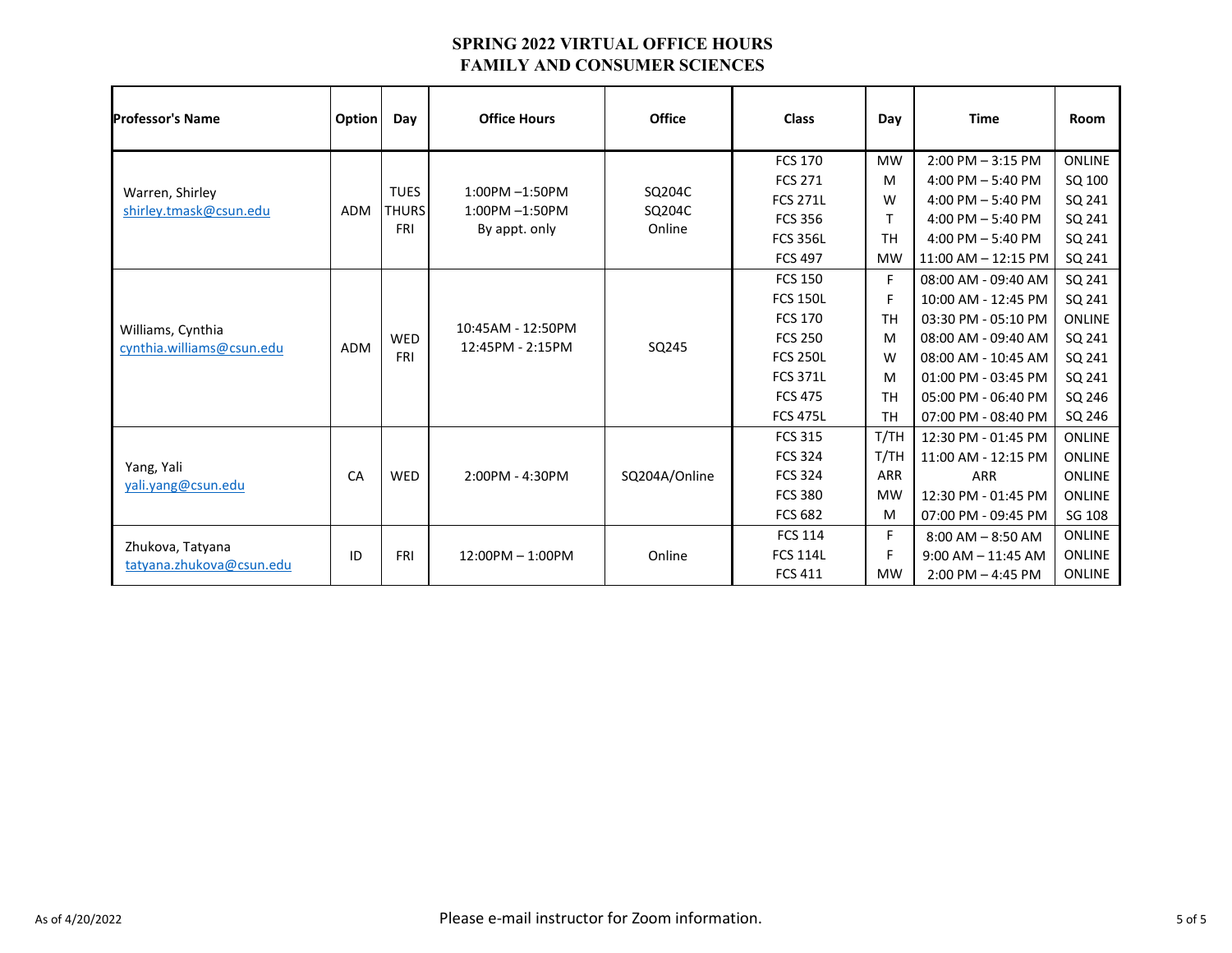# SPRING 2022 VIRTUAL OFFICE HOURS
# FAMILY AND CONSUMER SCIENCES

| Professor's Name | Option | Day | Office Hours | Office | Class | Day | Time | Room |
|---|---|---|---|---|---|---|---|---|
| Warren, Shirley shirley.tmask@csun.edu | ADM | TUES THURS FRI | 1:00PM –1:50PM 1:00PM –1:50PM By appt. only | SQ204C SQ204C Online | FCS 170 | MW | 2:00 PM – 3:15 PM | ONLINE |
| | | | | | FCS 271 | M | 4:00 PM – 5:40 PM | SQ 100 |
| | | | | | FCS 271L | W | 4:00 PM – 5:40 PM | SQ 241 |
| | | | | | FCS 356 | T | 4:00 PM – 5:40 PM | SQ 241 |
| | | | | | FCS 356L | TH | 4:00 PM – 5:40 PM | SQ 241 |
| | | | | | FCS 497 | MW | 11:00 AM – 12:15 PM | SQ 241 |
| Williams, Cynthia cynthia.williams@csun.edu | ADM | WED FRI | 10:45AM - 12:50PM 12:45PM - 2:15PM | SQ245 | FCS 150 | F | 08:00 AM - 09:40 AM | SQ 241 |
| | | | | | FCS 150L | F | 10:00 AM - 12:45 PM | SQ 241 |
| | | | | | FCS 170 | TH | 03:30 PM - 05:10 PM | ONLINE |
| | | | | | FCS 250 | M | 08:00 AM - 09:40 AM | SQ 241 |
| | | | | | FCS 250L | W | 08:00 AM - 10:45 AM | SQ 241 |
| | | | | | FCS 371L | M | 01:00 PM - 03:45 PM | SQ 241 |
| | | | | | FCS 475 | TH | 05:00 PM - 06:40 PM | SQ 246 |
| | | | | | FCS 475L | TH | 07:00 PM - 08:40 PM | SQ 246 |
| Yang, Yali yali.yang@csun.edu | CA | WED | 2:00PM - 4:30PM | SQ204A/Online | FCS 315 | T/TH | 12:30 PM - 01:45 PM | ONLINE |
| | | | | | FCS 324 | T/TH | 11:00 AM - 12:15 PM | ONLINE |
| | | | | | FCS 324 | ARR | ARR | ONLINE |
| | | | | | FCS 380 | MW | 12:30 PM - 01:45 PM | ONLINE |
| | | | | | FCS 682 | M | 07:00 PM - 09:45 PM | SG 108 |
| Zhukova, Tatyana tatyana.zhukova@csun.edu | ID | FRI | 12:00PM – 1:00PM | Online | FCS 114 | F | 8:00 AM – 8:50 AM | ONLINE |
| | | | | | FCS 114L | F | 9:00 AM – 11:45 AM | ONLINE |
| | | | | | FCS 411 | MW | 2:00 PM – 4:45 PM | ONLINE |

As of 4/20/2022

Please e-mail instructor for Zoom information.